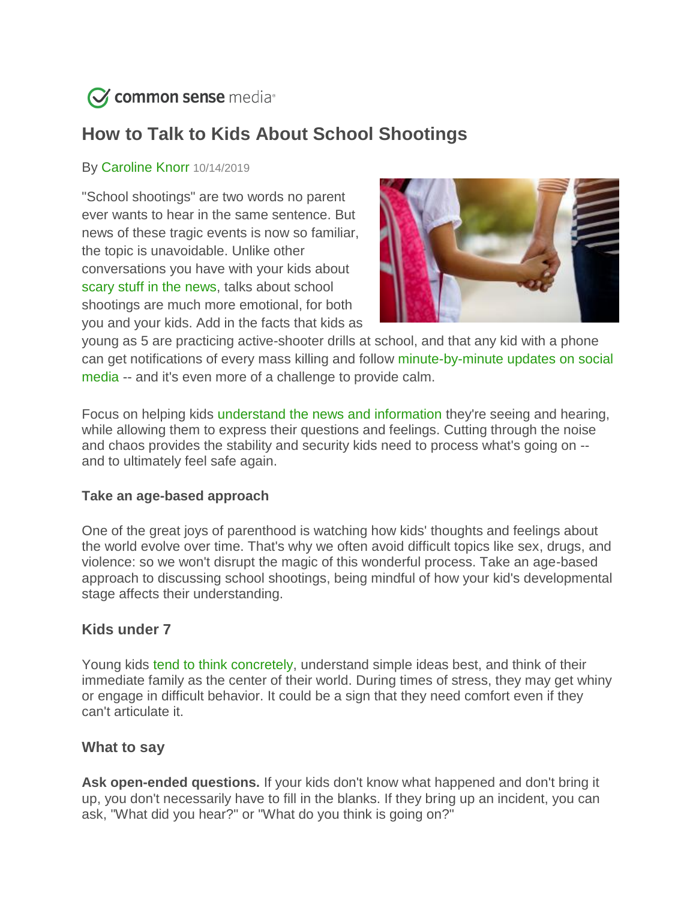common sense media

# How to Talk to Kids About School Shootings

By Caroline Knorr 10/14/2019

"School shootings" are two words no parent ever wants to hear in the same sentence. But news of these tragic events is now so familiar, the topic is unavoidable. Unlike other conversations you have with your kids about scary stuff in the news, talks about school shootings are much more emotional, for both you and your kids. Add in the facts that kids as young as 5 are practicing active-shooter drills at school, and that any kid with a phone can get notifications of every mass killing and follow minute-by-minute updates on social media -- and it's even more of a challenge to provide calm.

Focus on helping kids understand the news and information they're seeing and hearing, while allowing them to express their questions and feelings. Cutting through the noise and chaos provides the stability and security kids need to process what's going on -- and to ultimately feel safe again.

### Take an age-based approach

One of the great joys of parenthood is watching how kids' thoughts and feelings about the world evolve over time. That's why we often avoid difficult topics like sex, drugs, and violence: so we won't disrupt the magic of this wonderful process. Take an age-based approach to discussing school shootings, being mindful of how your kid's developmental stage affects their understanding.

## Kids under 7

Young kids tend to think concretely, understand simple ideas best, and think of their immediate family as the center of their world. During times of stress, they may get whiny or engage in difficult behavior. It could be a sign that they need comfort even if they can't articulate it.

### What to say

**Ask open-ended questions.** If your kids don't know what happened and don't bring it up, you don't necessarily have to fill in the blanks. If they bring up an incident, you can ask, "What did you hear?" or "What do you think is going on?"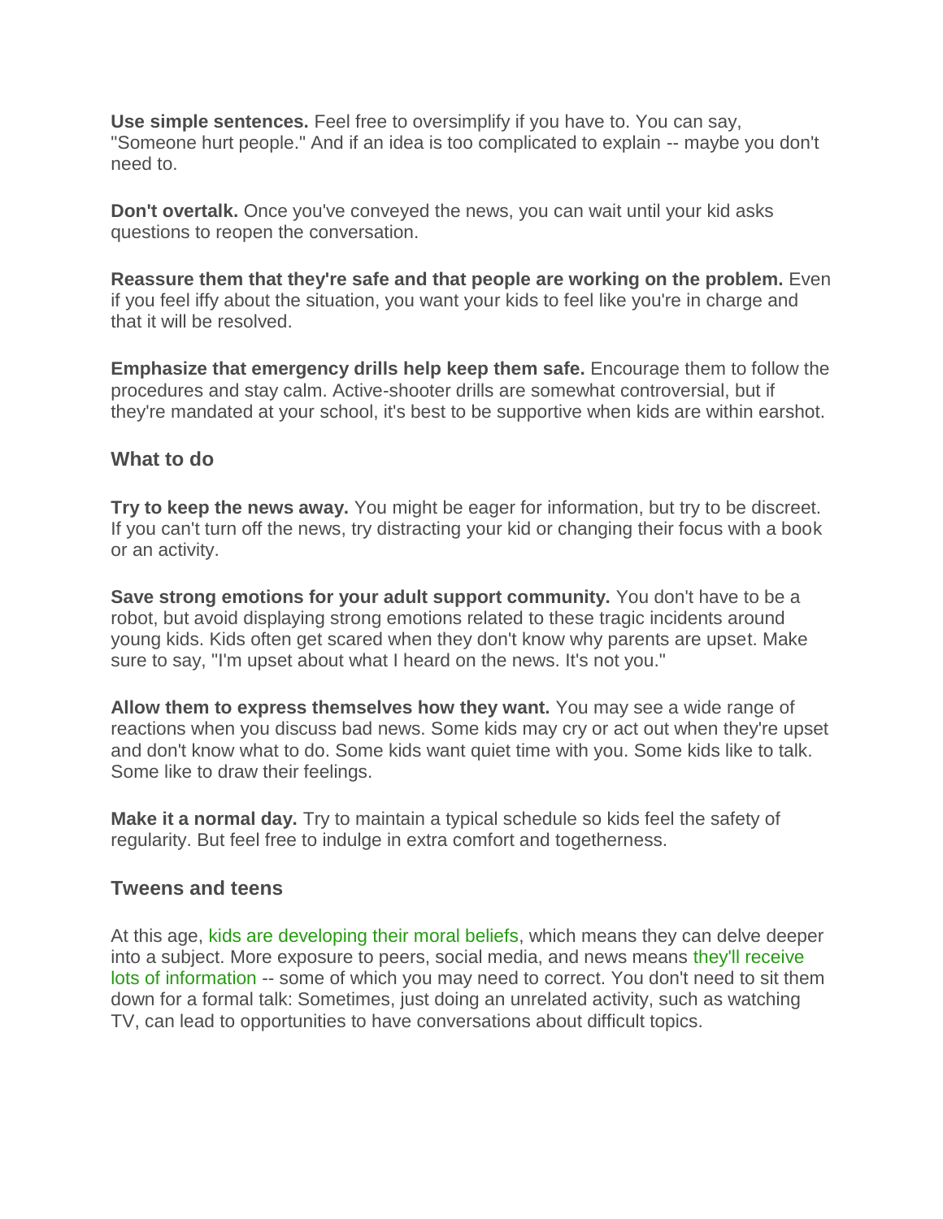**Use simple sentences.** Feel free to oversimplify if you have to. You can say, "Someone hurt people." And if an idea is too complicated to explain -- maybe you don't need to.

**Don't overtalk.** Once you've conveyed the news, you can wait until your kid asks questions to reopen the conversation.

**Reassure them that they're safe and that people are working on the problem.** Even if you feel iffy about the situation, you want your kids to feel like you're in charge and that it will be resolved.

**Emphasize that emergency drills help keep them safe.** Encourage them to follow the procedures and stay calm. Active-shooter drills are somewhat controversial, but if they're mandated at your school, it's best to be supportive when kids are within earshot.

### What to do

**Try to keep the news away.** You might be eager for information, but try to be discreet. If you can't turn off the news, try distracting your kid or changing their focus with a book or an activity.

**Save strong emotions for your adult support community.** You don't have to be a robot, but avoid displaying strong emotions related to these tragic incidents around young kids. Kids often get scared when they don't know why parents are upset. Make sure to say, "I'm upset about what I heard on the news. It's not you."

**Allow them to express themselves how they want.** You may see a wide range of reactions when you discuss bad news. Some kids may cry or act out when they're upset and don't know what to do. Some kids want quiet time with you. Some kids like to talk. Some like to draw their feelings.

**Make it a normal day.** Try to maintain a typical schedule so kids feel the safety of regularity. But feel free to indulge in extra comfort and togetherness.

### Tweens and teens

At this age, kids are developing their moral beliefs, which means they can delve deeper into a subject. More exposure to peers, social media, and news means they'll receive lots of information -- some of which you may need to correct. You don't need to sit them down for a formal talk: Sometimes, just doing an unrelated activity, such as watching TV, can lead to opportunities to have conversations about difficult topics.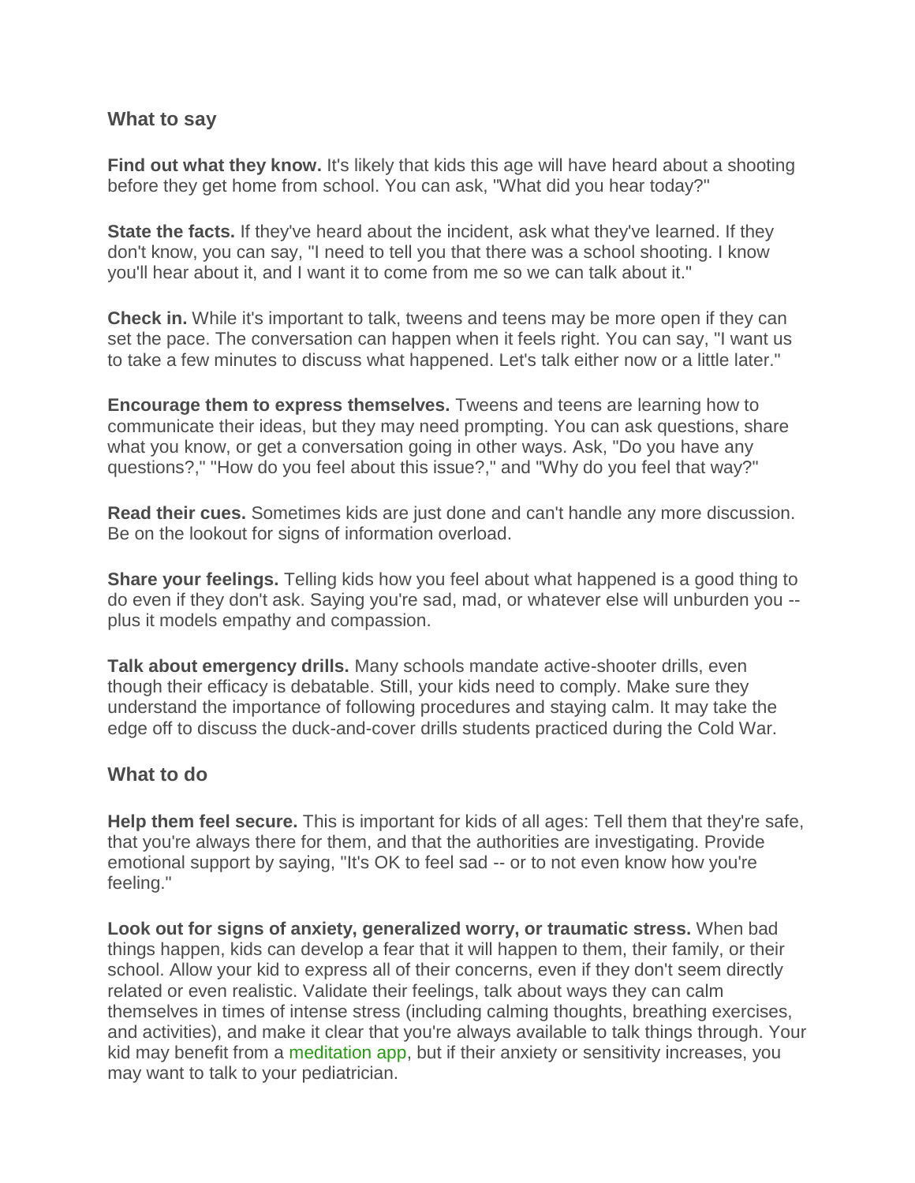## What to say

**Find out what they know.** It's likely that kids this age will have heard about a shooting before they get home from school. You can ask, "What did you hear today?"

**State the facts.** If they've heard about the incident, ask what they've learned. If they don't know, you can say, "I need to tell you that there was a school shooting. I know you'll hear about it, and I want it to come from me so we can talk about it."

**Check in.** While it's important to talk, tweens and teens may be more open if they can set the pace. The conversation can happen when it feels right. You can say, "I want us to take a few minutes to discuss what happened. Let's talk either now or a little later."

**Encourage them to express themselves.** Tweens and teens are learning how to communicate their ideas, but they may need prompting. You can ask questions, share what you know, or get a conversation going in other ways. Ask, "Do you have any questions?," "How do you feel about this issue?," and "Why do you feel that way?"

**Read their cues.** Sometimes kids are just done and can't handle any more discussion. Be on the lookout for signs of information overload.

**Share your feelings.** Telling kids how you feel about what happened is a good thing to do even if they don't ask. Saying you're sad, mad, or whatever else will unburden you -- plus it models empathy and compassion.

**Talk about emergency drills.** Many schools mandate active-shooter drills, even though their efficacy is debatable. Still, your kids need to comply. Make sure they understand the importance of following procedures and staying calm. It may take the edge off to discuss the duck-and-cover drills students practiced during the Cold War.

## What to do

**Help them feel secure.** This is important for kids of all ages: Tell them that they're safe, that you're always there for them, and that the authorities are investigating. Provide emotional support by saying, "It's OK to feel sad -- or to not even know how you're feeling."

**Look out for signs of anxiety, generalized worry, or traumatic stress.** When bad things happen, kids can develop a fear that it will happen to them, their family, or their school. Allow your kid to express all of their concerns, even if they don't seem directly related or even realistic. Validate their feelings, talk about ways they can calm themselves in times of intense stress (including calming thoughts, breathing exercises, and activities), and make it clear that you're always available to talk things through. Your kid may benefit from a meditation app, but if their anxiety or sensitivity increases, you may want to talk to your pediatrician.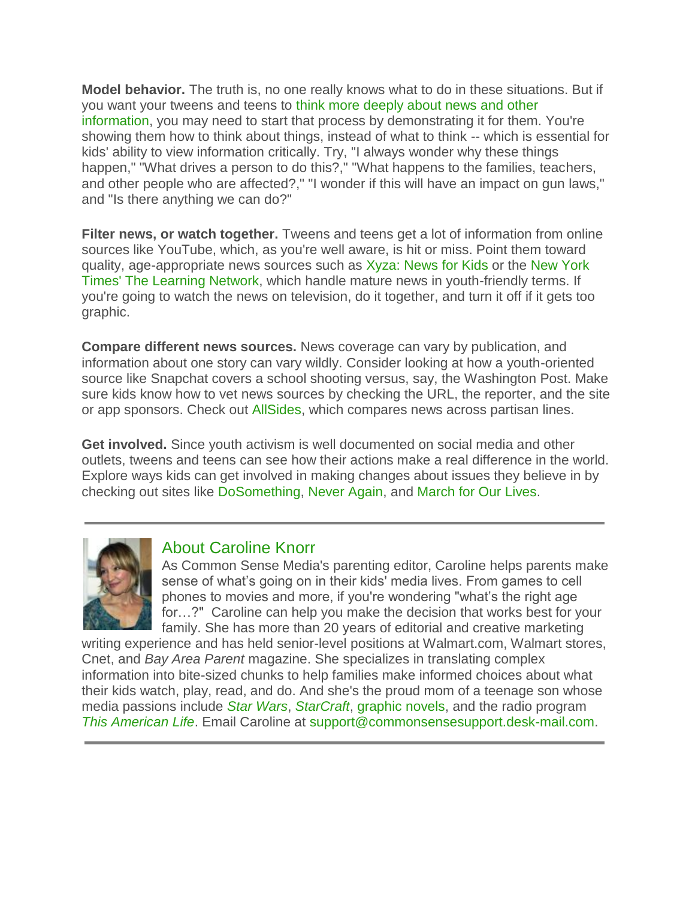**Model behavior.** The truth is, no one really knows what to do in these situations. But if you want your tweens and teens to think more deeply about news and other information, you may need to start that process by demonstrating it for them. You're showing them how to think about things, instead of what to think -- which is essential for kids' ability to view information critically. Try, "I always wonder why these things happen," "What drives a person to do this?," "What happens to the families, teachers, and other people who are affected?," "I wonder if this will have an impact on gun laws," and "Is there anything we can do?"

**Filter news, or watch together.** Tweens and teens get a lot of information from online sources like YouTube, which, as you're well aware, is hit or miss. Point them toward quality, age-appropriate news sources such as Xyza: News for Kids or the New York Times' The Learning Network, which handle mature news in youth-friendly terms. If you're going to watch the news on television, do it together, and turn it off if it gets too graphic.

**Compare different news sources.** News coverage can vary by publication, and information about one story can vary wildly. Consider looking at how a youth-oriented source like Snapchat covers a school shooting versus, say, the Washington Post. Make sure kids know how to vet news sources by checking the URL, the reporter, and the site or app sponsors. Check out AllSides, which compares news across partisan lines.

**Get involved.** Since youth activism is well documented on social media and other outlets, tweens and teens can see how their actions make a real difference in the world. Explore ways kids can get involved in making changes about issues they believe in by checking out sites like DoSomething, Never Again, and March for Our Lives.

---

## About Caroline Knorr

As Common Sense Media's parenting editor, Caroline helps parents make sense of what's going on in their kids' media lives. From games to cell phones to movies and more, if you're wondering "what's the right age for…?" Caroline can help you make the decision that works best for your family. She has more than 20 years of editorial and creative marketing writing experience and has held senior-level positions at Walmart.com, Walmart stores, Cnet, and *Bay Area Parent* magazine. She specializes in translating complex information into bite-sized chunks to help families make informed choices about what their kids watch, play, read, and do. And she's the proud mom of a teenage son whose media passions include *Star Wars*, *StarCraft*, graphic novels, and the radio program *This American Life*. Email Caroline at support@commonsensesupport.desk-mail.com.

---